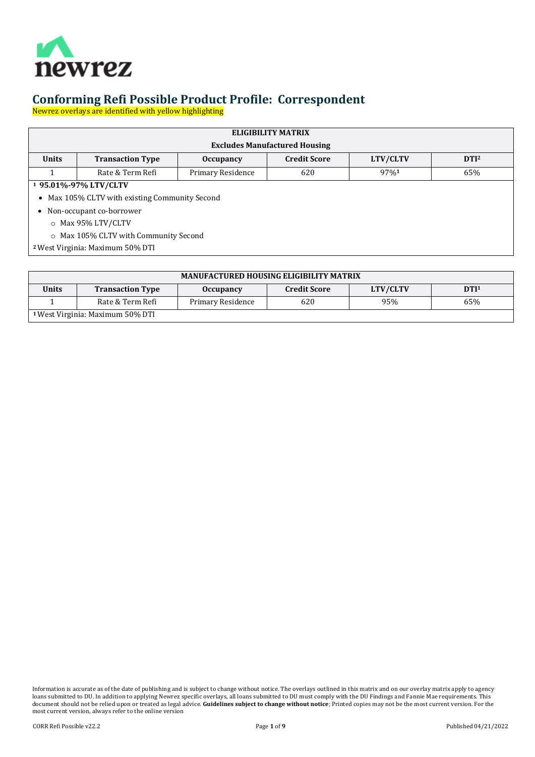# Conforming Refi Possible Product Profile: Correspondent

Newrez overlays are identified with yellow highlighting

| ELIGIBILITY MATRIX<br>Excludes Manufactured Housing | | | | | |
|---|---|---|---|---|---|
| **Units** | **Transaction Type** | **Occupancy** | **Credit Score** | **LTV/CLTV** | **DTI[2]** |
| 1 | Rate & Term Refi | Primary Residence | 620 | 97%[1] | 65% |

**[1] 95.01%-97% LTV/CLTV**

- Max 105% CLTV with existing Community Second
- Non-occupant co-borrower
  - Max 95% LTV/CLTV
  - Max 105% CLTV with Community Second

[2] West Virginia: Maximum 50% DTI

| MANUFACTURED HOUSING ELIGIBILITY MATRIX | | | | | |
|---|---|---|---|---|---|
| **Units** | **Transaction Type** | **Occupancy** | **Credit Score** | **LTV/CLTV** | **DTI[1]** |
| 1 | Rate & Term Refi | Primary Residence | 620 | 95% | 65% |

[1] West Virginia: Maximum 50% DTI

Information is accurate as of the date of publishing and is subject to change without notice. The overlays outlined in this matrix and on our overlay matrix apply to agency loans submitted to DU. In addition to applying Newrez specific overlays, all loans submitted to DU must comply with the DU Findings and Fannie Mae requirements. This document should not be relied upon or treated as legal advice. **Guidelines subject to change without notice**; Printed copies may not be the most current version. For the most current version, always refer to the online version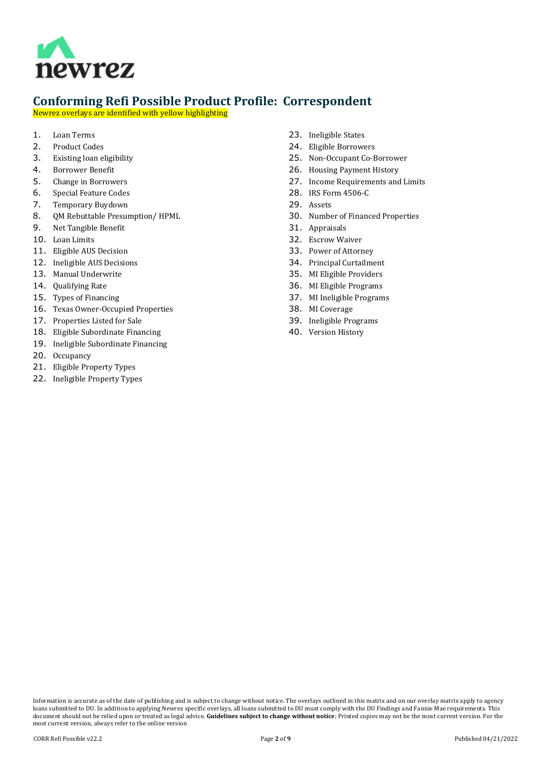# Conforming Refi Possible Product Profile: Correspondent

Newrez overlays are identified with yellow highlighting

1. Loan Terms
2. Product Codes
3. Existing loan eligibility
4. Borrower Benefit
5. Change in Borrowers
6. Special Feature Codes
7. Temporary Buydown
8. QM Rebuttable Presumption/ HPML
9. Net Tangible Benefit
10. Loan Limits
11. Eligible AUS Decision
12. Ineligible AUS Decisions
13. Manual Underwrite
14. Qualifying Rate
15. Types of Financing
16. Texas Owner-Occupied Properties
17. Properties Listed for Sale
18. Eligible Subordinate Financing
19. Ineligible Subordinate Financing
20. Occupancy
21. Eligible Property Types
22. Ineligible Property Types
23. Ineligible States
24. Eligible Borrowers
25. Non-Occupant Co-Borrower
26. Housing Payment History
27. Income Requirements and Limits
28. IRS Form 4506-C
29. Assets
30. Number of Financed Properties
31. Appraisals
32. Escrow Waiver
33. Power of Attorney
34. Principal Curtailment
35. MI Eligible Providers
36. MI Eligible Programs
37. MI Ineligible Programs
38. MI Coverage
39. Ineligible Programs
40. Version History

Information is accurate as of the date of publishing and is subject to change without notice. The overlays outlined in this matrix and on our overlay matrix apply to agency loans submitted to DU. In addition to applying Newrez specific overlays, all loans submitted to DU must comply with the DU Findings and Fannie Mae requirements. This document should not be relied upon or treated as legal advice. **Guidelines subject to change without notice**; Printed copies may not be the most current version. For the most current version, always refer to the online version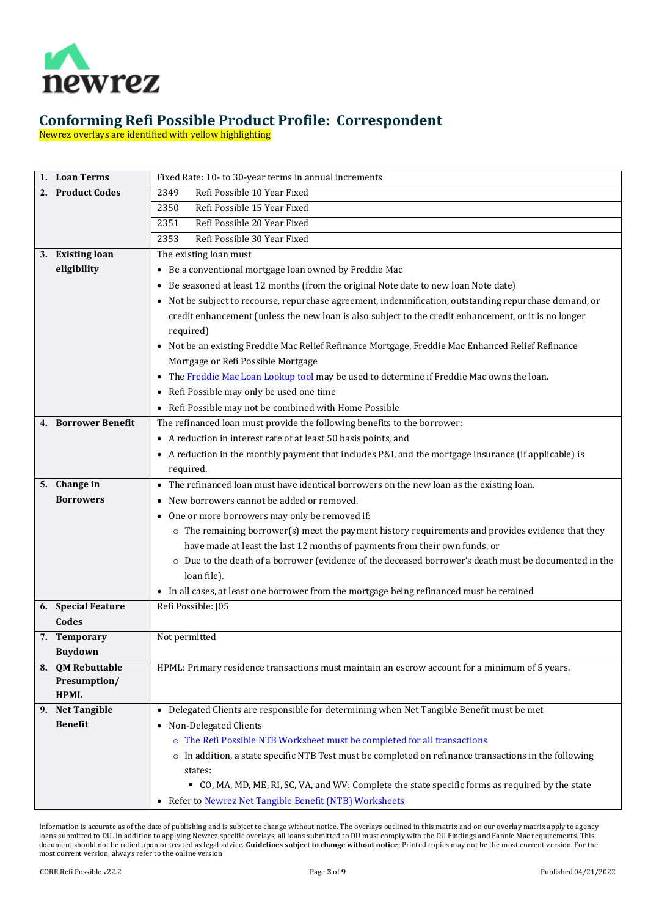# Conforming Refi Possible Product Profile: Correspondent

Newrez overlays are identified with yellow highlighting

| | | |
|---|---|---|
| **1. Loan Terms** | Fixed Rate: 10- to 30-year terms in annual increments | |
| **2. Product Codes** | 2349 | Refi Possible 10 Year Fixed |
| | 2350 | Refi Possible 15 Year Fixed |
| | 2351 | Refi Possible 20 Year Fixed |
| | 2353 | Refi Possible 30 Year Fixed |
| **3. Existing loan eligibility** | The existing loan must<br>• Be a conventional mortgage loan owned by Freddie Mac<br>• Be seasoned at least 12 months (from the original Note date to new loan Note date)<br>• Not be subject to recourse, repurchase agreement, indemnification, outstanding repurchase demand, or credit enhancement (unless the new loan is also subject to the credit enhancement, or it is no longer required)<br>• Not be an existing Freddie Mac Relief Refinance Mortgage, Freddie Mac Enhanced Relief Refinance Mortgage or Refi Possible Mortgage<br>• The Freddie Mac Loan Lookup tool may be used to determine if Freddie Mac owns the loan.<br>• Refi Possible may only be used one time<br>• Refi Possible may not be combined with Home Possible | |
| **4. Borrower Benefit** | The refinanced loan must provide the following benefits to the borrower:<br>• A reduction in interest rate of at least 50 basis points, and<br>• A reduction in the monthly payment that includes P&I, and the mortgage insurance (if applicable) is required. | |
| **5. Change in Borrowers** | • The refinanced loan must have identical borrowers on the new loan as the existing loan.<br>• New borrowers cannot be added or removed.<br>• One or more borrowers may only be removed if:<br>  ○ The remaining borrower(s) meet the payment history requirements and provides evidence that they have made at least the last 12 months of payments from their own funds, or<br>  ○ Due to the death of a borrower (evidence of the deceased borrower's death must be documented in the loan file).<br>• In all cases, at least one borrower from the mortgage being refinanced must be retained | |
| **6. Special Feature Codes** | Refi Possible: J05 | |
| **7. Temporary Buydown** | Not permitted | |
| **8. QM Rebuttable Presumption/ HPML** | HPML: Primary residence transactions must maintain an escrow account for a minimum of 5 years. | |
| **9. Net Tangible Benefit** | • Delegated Clients are responsible for determining when Net Tangible Benefit must be met<br>• Non-Delegated Clients<br>  ○ The Refi Possible NTB Worksheet must be completed for all transactions<br>  ○ In addition, a state specific NTB Test must be completed on refinance transactions in the following states:<br>    ▪ CO, MA, MD, ME, RI, SC, VA, and WV: Complete the state specific forms as required by the state<br>• Refer to Newrez Net Tangible Benefit (NTB) Worksheets | |

Information is accurate as of the date of publishing and is subject to change without notice. The overlays outlined in this matrix and on our overlay matrix apply to agency loans submitted to DU. In addition to applying Newrez specific overlays, all loans submitted to DU must comply with the DU Findings and Fannie Mae requirements. This document should not be relied upon or treated as legal advice. **Guidelines subject to change without notice**; Printed copies may not be the most current version. For the most current version, always refer to the online version

CORR Refi Possible v22.2 | Published 04/21/2022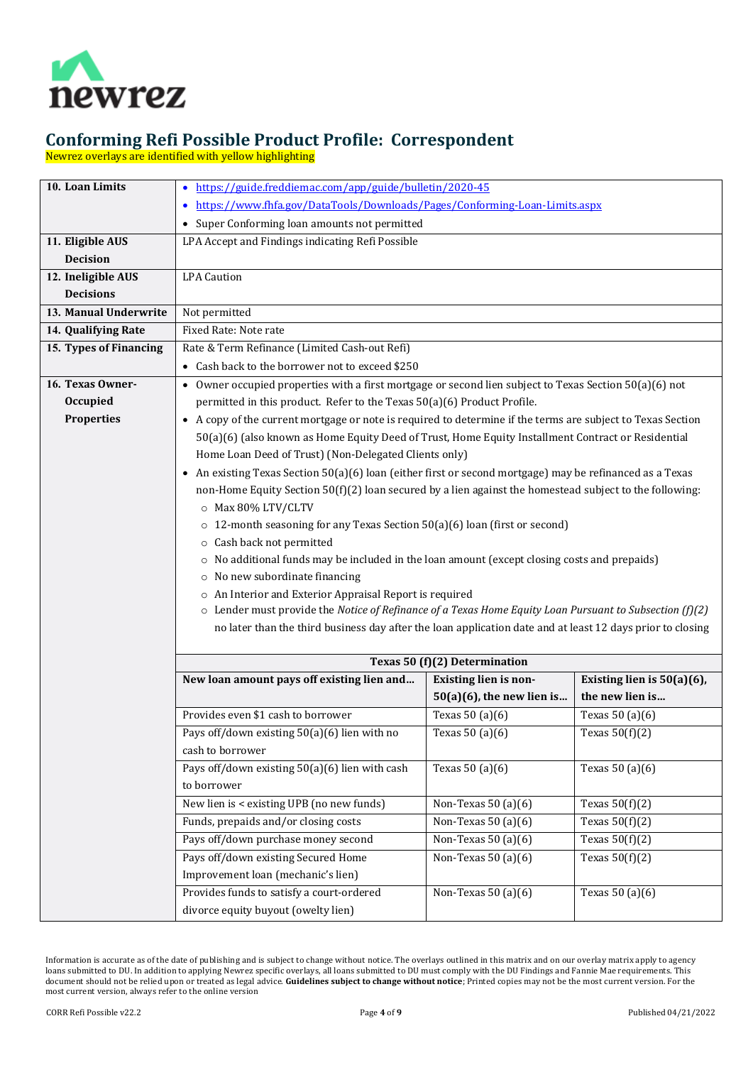# Conforming Refi Possible Product Profile: Correspondent

Newrez overlays are identified with yellow highlighting

| | |
|---|---|
| **10. Loan Limits** | • https://guide.freddiemac.com/app/guide/bulletin/2020-45<br>• https://www.fhfa.gov/DataTools/Downloads/Pages/Conforming-Loan-Limits.aspx<br>• Super Conforming loan amounts not permitted |
| **11. Eligible AUS Decision** | LPA Accept and Findings indicating Refi Possible |
| **12. Ineligible AUS Decisions** | LPA Caution |
| **13. Manual Underwrite** | Not permitted |
| **14. Qualifying Rate** | Fixed Rate: Note rate |
| **15. Types of Financing** | Rate & Term Refinance (Limited Cash-out Refi)<br>• Cash back to the borrower not to exceed $250 |
| **16. Texas Owner-Occupied Properties** | • Owner occupied properties with a first mortgage or second lien subject to Texas Section 50(a)(6) not permitted in this product. Refer to the Texas 50(a)(6) Product Profile.<br>• A copy of the current mortgage or note is required to determine if the terms are subject to Texas Section 50(a)(6) (also known as Home Equity Deed of Trust, Home Equity Installment Contract or Residential Home Loan Deed of Trust) (Non-Delegated Clients only)<br>• An existing Texas Section 50(a)(6) loan (either first or second mortgage) may be refinanced as a Texas non-Home Equity Section 50(f)(2) loan secured by a lien against the homestead subject to the following:<br>&nbsp;&nbsp;○ Max 80% LTV/CLTV<br>&nbsp;&nbsp;○ 12-month seasoning for any Texas Section 50(a)(6) loan (first or second)<br>&nbsp;&nbsp;○ Cash back not permitted<br>&nbsp;&nbsp;○ No additional funds may be included in the loan amount (except closing costs and prepaids)<br>&nbsp;&nbsp;○ No new subordinate financing<br>&nbsp;&nbsp;○ An Interior and Exterior Appraisal Report is required<br>&nbsp;&nbsp;○ Lender must provide the *Notice of Refinance of a Texas Home Equity Loan Pursuant to Subsection (f)(2)* no later than the third business day after the loan application date and at least 12 days prior to closing |

**Texas 50 (f)(2) Determination**

| New loan amount pays off existing lien and… | Existing lien is non-50(a)(6), the new lien is… | Existing lien is 50(a)(6), the new lien is… |
|---|---|---|
| Provides even $1 cash to borrower | Texas 50 (a)(6) | Texas 50 (a)(6) |
| Pays off/down existing 50(a)(6) lien with no cash to borrower | Texas 50 (a)(6) | Texas 50(f)(2) |
| Pays off/down existing 50(a)(6) lien with cash to borrower | Texas 50 (a)(6) | Texas 50 (a)(6) |
| New lien is < existing UPB (no new funds) | Non-Texas 50 (a)(6) | Texas 50(f)(2) |
| Funds, prepaids and/or closing costs | Non-Texas 50 (a)(6) | Texas 50(f)(2) |
| Pays off/down purchase money second | Non-Texas 50 (a)(6) | Texas 50(f)(2) |
| Pays off/down existing Secured Home Improvement loan (mechanic's lien) | Non-Texas 50 (a)(6) | Texas 50(f)(2) |
| Provides funds to satisfy a court-ordered divorce equity buyout (owelty lien) | Non-Texas 50 (a)(6) | Texas 50 (a)(6) |

Information is accurate as of the date of publishing and is subject to change without notice. The overlays outlined in this matrix and on our overlay matrix apply to agency loans submitted to DU. In addition to applying Newrez specific overlays, all loans submitted to DU must comply with the DU Findings and Fannie Mae requirements. This document should not be relied upon or treated as legal advice. **Guidelines subject to change without notice**; Printed copies may not be the most current version. For the most current version, always refer to the online version

CORR Refi Possible v22.2 | Published 04/21/2022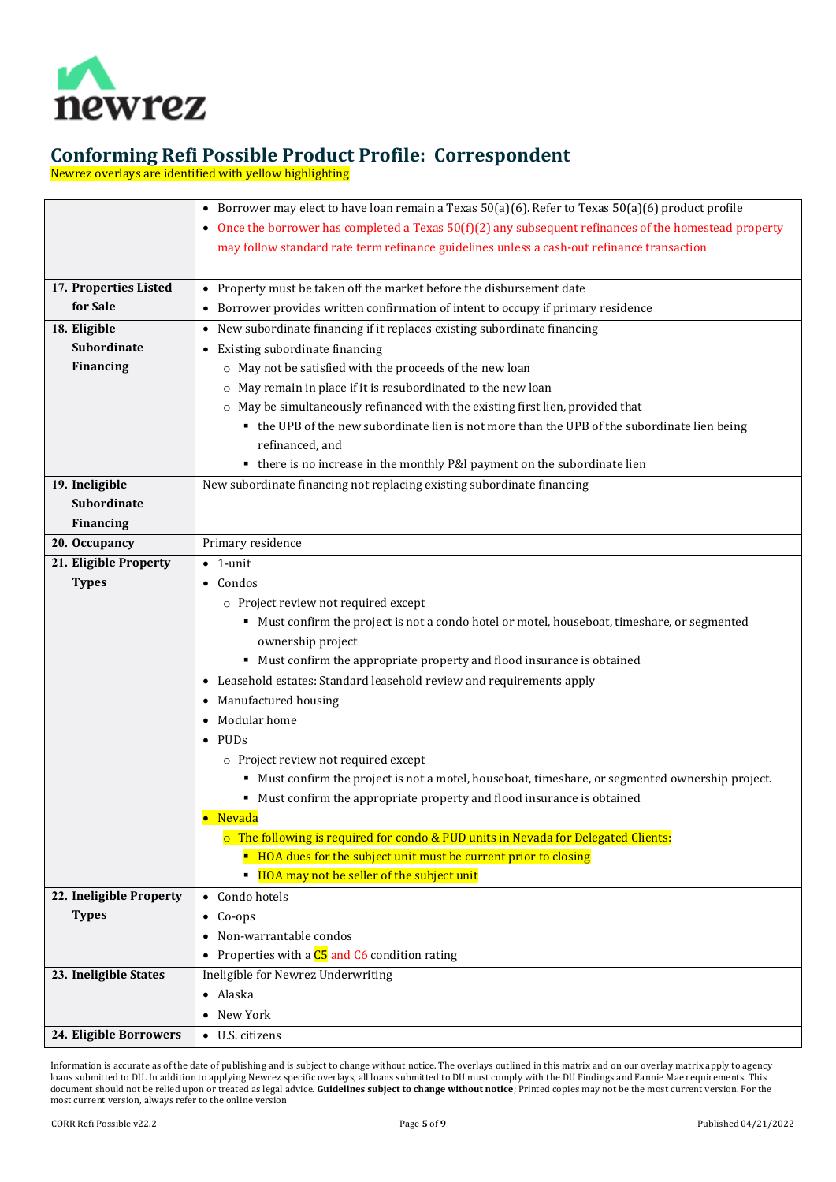# Conforming Refi Possible Product Profile: Correspondent

Newrez overlays are identified with yellow highlighting

| | |
|---|---|
| | • Borrower may elect to have loan remain a Texas 50(a)(6). Refer to Texas 50(a)(6) product profile<br>• Once the borrower has completed a Texas 50(f)(2) any subsequent refinances of the homestead property may follow standard rate term refinance guidelines unless a cash-out refinance transaction |
| **17. Properties Listed for Sale** | • Property must be taken off the market before the disbursement date<br>• Borrower provides written confirmation of intent to occupy if primary residence |
| **18. Eligible Subordinate Financing** | • New subordinate financing if it replaces existing subordinate financing<br>• Existing subordinate financing<br>  ○ May not be satisfied with the proceeds of the new loan<br>  ○ May remain in place if it is resubordinated to the new loan<br>  ○ May be simultaneously refinanced with the existing first lien, provided that<br>    ▪ the UPB of the new subordinate lien is not more than the UPB of the subordinate lien being refinanced, and<br>    ▪ there is no increase in the monthly P&I payment on the subordinate lien |
| **19. Ineligible Subordinate Financing** | New subordinate financing not replacing existing subordinate financing |
| **20. Occupancy** | Primary residence |
| **21. Eligible Property Types** | • 1-unit<br>• Condos<br>  ○ Project review not required except<br>    ▪ Must confirm the project is not a condo hotel or motel, houseboat, timeshare, or segmented ownership project<br>    ▪ Must confirm the appropriate property and flood insurance is obtained<br>• Leasehold estates: Standard leasehold review and requirements apply<br>• Manufactured housing<br>• Modular home<br>• PUDs<br>  ○ Project review not required except<br>    ▪ Must confirm the project is not a motel, houseboat, timeshare, or segmented ownership project.<br>    ▪ Must confirm the appropriate property and flood insurance is obtained<br>• Nevada<br>  ○ The following is required for condo & PUD units in Nevada for Delegated Clients:<br>    ▪ HOA dues for the subject unit must be current prior to closing<br>    ▪ HOA may not be seller of the subject unit |
| **22. Ineligible Property Types** | • Condo hotels<br>• Co-ops<br>• Non-warrantable condos<br>• Properties with a C5 and C6 condition rating |
| **23. Ineligible States** | Ineligible for Newrez Underwriting<br>• Alaska<br>• New York |
| **24. Eligible Borrowers** | • U.S. citizens |

Information is accurate as of the date of publishing and is subject to change without notice. The overlays outlined in this matrix and on our overlay matrix apply to agency loans submitted to DU. In addition to applying Newrez specific overlays, all loans submitted to DU must comply with the DU Findings and Fannie Mae requirements. This document should not be relied upon or treated as legal advice. **Guidelines subject to change without notice**; Printed copies may not be the most current version. For the most current version, always refer to the online version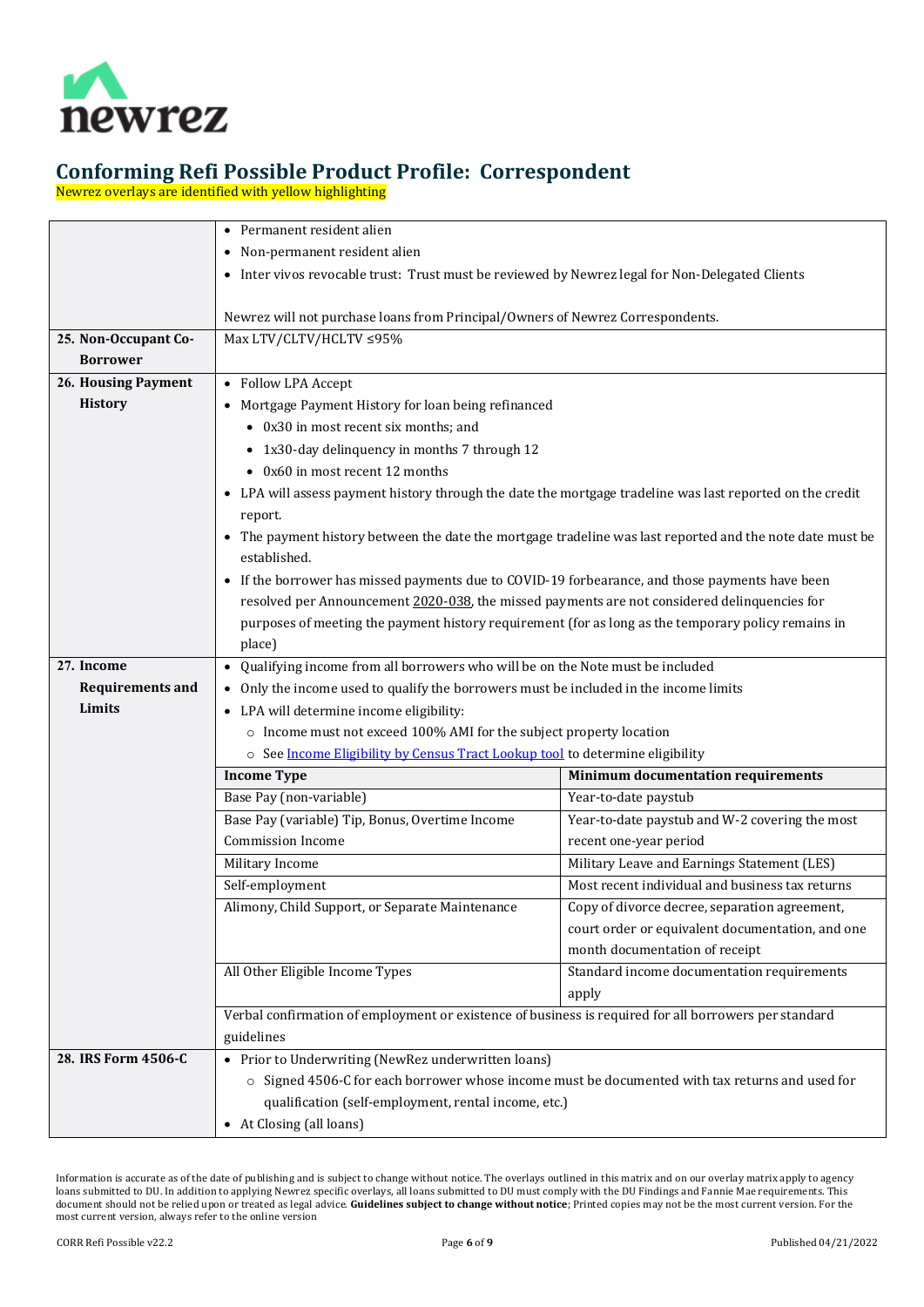# Conforming Refi Possible Product Profile: Correspondent

Newrez overlays are identified with yellow highlighting

| | |
|---|---|
| | • Permanent resident alien<br>• Non-permanent resident alien<br>• Inter vivos revocable trust: Trust must be reviewed by Newrez legal for Non-Delegated Clients<br><br>Newrez will not purchase loans from Principal/Owners of Newrez Correspondents. |
| **25. Non-Occupant Co-Borrower** | Max LTV/CLTV/HCLTV ≤95% |
| **26. Housing Payment History** | • Follow LPA Accept<br>• Mortgage Payment History for loan being refinanced<br>  • 0x30 in most recent six months; and<br>  • 1x30-day delinquency in months 7 through 12<br>  • 0x60 in most recent 12 months<br>• LPA will assess payment history through the date the mortgage tradeline was last reported on the credit report.<br>• The payment history between the date the mortgage tradeline was last reported and the note date must be established.<br>• If the borrower has missed payments due to COVID-19 forbearance, and those payments have been resolved per Announcement 2020-038, the missed payments are not considered delinquencies for purposes of meeting the payment history requirement (for as long as the temporary policy remains in place) |
| **27. Income Requirements and Limits** | • Qualifying income from all borrowers who will be on the Note must be included<br>• Only the income used to qualify the borrowers must be included in the income limits<br>• LPA will determine income eligibility:<br>  ○ Income must not exceed 100% AMI for the subject property location<br>  ○ See Income Eligibility by Census Tract Lookup tool to determine eligibility |

| Income Type | Minimum documentation requirements |
|---|---|
| Base Pay (non-variable) | Year-to-date paystub |
| Base Pay (variable) Tip, Bonus, Overtime Income Commission Income | Year-to-date paystub and W-2 covering the most recent one-year period |
| Military Income | Military Leave and Earnings Statement (LES) |
| Self-employment | Most recent individual and business tax returns |
| Alimony, Child Support, or Separate Maintenance | Copy of divorce decree, separation agreement, court order or equivalent documentation, and one month documentation of receipt |
| All Other Eligible Income Types | Standard income documentation requirements apply |

Verbal confirmation of employment or existence of business is required for all borrowers per standard guidelines

| | |
|---|---|
| **28. IRS Form 4506-C** | • Prior to Underwriting (NewRez underwritten loans)<br>  ○ Signed 4506-C for each borrower whose income must be documented with tax returns and used for qualification (self-employment, rental income, etc.)<br>• At Closing (all loans) |

Information is accurate as of the date of publishing and is subject to change without notice. The overlays outlined in this matrix and on our overlay matrix apply to agency loans submitted to DU. In addition to applying Newrez specific overlays, all loans submitted to DU must comply with the DU Findings and Fannie Mae requirements. This document should not be relied upon or treated as legal advice. **Guidelines subject to change without notice**; Printed copies may not be the most current version. For the most current version, always refer to the online version

CORR Refi Possible v22.2 | Published 04/21/2022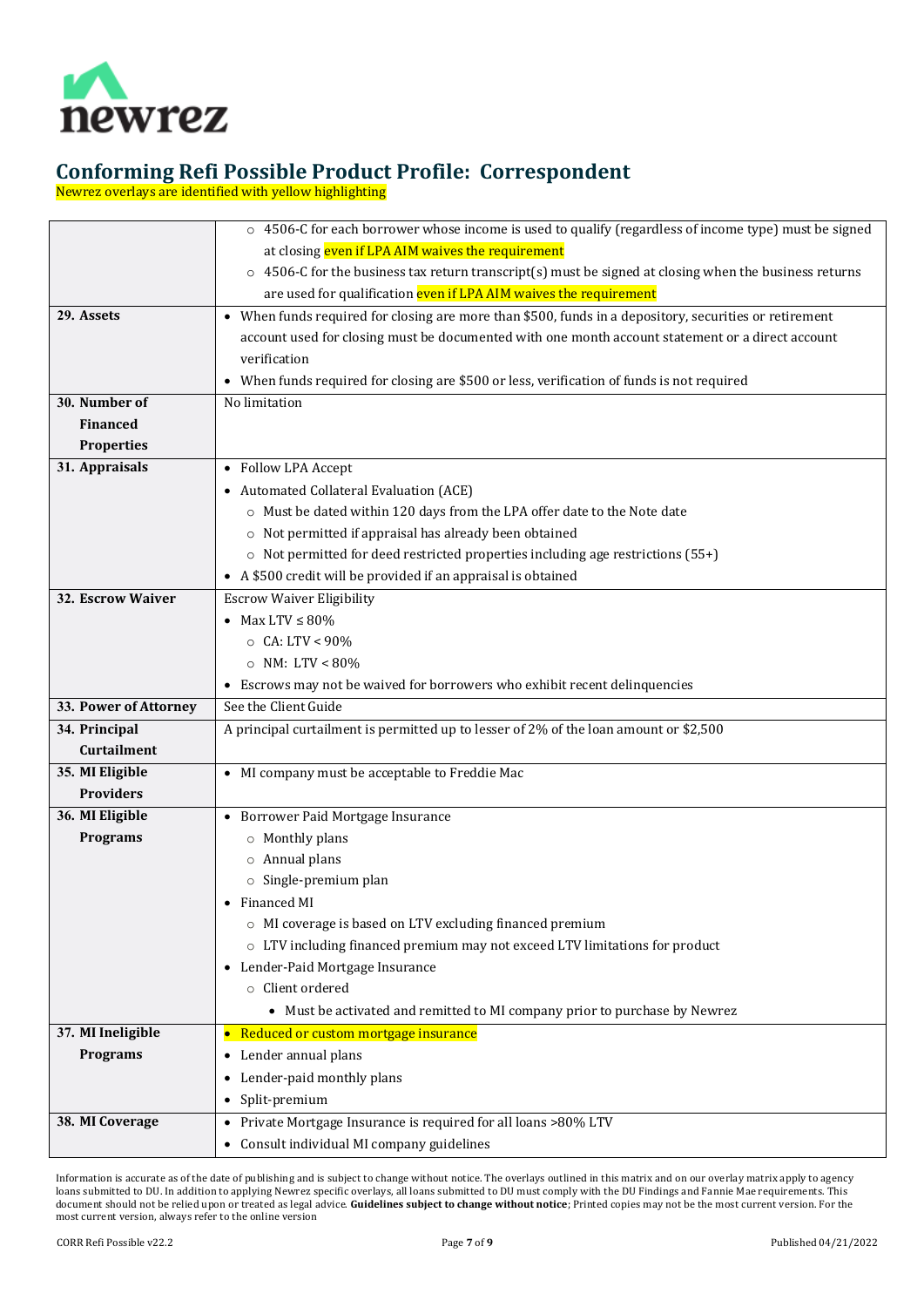# Conforming Refi Possible Product Profile: Correspondent

Newrez overlays are identified with yellow highlighting

| | |
|---|---|
| | ○ 4506-C for each borrower whose income is used to qualify (regardless of income type) must be signed at closing even if LPA AIM waives the requirement<br>○ 4506-C for the business tax return transcript(s) must be signed at closing when the business returns are used for qualification even if LPA AIM waives the requirement |
| **29. Assets** | • When funds required for closing are more than $500, funds in a depository, securities or retirement account used for closing must be documented with one month account statement or a direct account verification<br>• When funds required for closing are $500 or less, verification of funds is not required |
| **30. Number of Financed Properties** | No limitation |
| **31. Appraisals** | • Follow LPA Accept<br>• Automated Collateral Evaluation (ACE)<br>○ Must be dated within 120 days from the LPA offer date to the Note date<br>○ Not permitted if appraisal has already been obtained<br>○ Not permitted for deed restricted properties including age restrictions (55+)<br>• A $500 credit will be provided if an appraisal is obtained |
| **32. Escrow Waiver** | Escrow Waiver Eligibility<br>• Max LTV ≤ 80%<br>○ CA: LTV < 90%<br>○ NM: LTV < 80%<br>• Escrows may not be waived for borrowers who exhibit recent delinquencies |
| **33. Power of Attorney** | See the Client Guide |
| **34. Principal Curtailment** | A principal curtailment is permitted up to lesser of 2% of the loan amount or $2,500 |
| **35. MI Eligible Providers** | • MI company must be acceptable to Freddie Mac |
| **36. MI Eligible Programs** | • Borrower Paid Mortgage Insurance<br>○ Monthly plans<br>○ Annual plans<br>○ Single-premium plan<br>• Financed MI<br>○ MI coverage is based on LTV excluding financed premium<br>○ LTV including financed premium may not exceed LTV limitations for product<br>• Lender-Paid Mortgage Insurance<br>○ Client ordered<br>• Must be activated and remitted to MI company prior to purchase by Newrez |
| **37. MI Ineligible Programs** | • Reduced or custom mortgage insurance<br>• Lender annual plans<br>• Lender-paid monthly plans<br>• Split-premium |
| **38. MI Coverage** | • Private Mortgage Insurance is required for all loans >80% LTV<br>• Consult individual MI company guidelines |

Information is accurate as of the date of publishing and is subject to change without notice. The overlays outlined in this matrix and on our overlay matrix apply to agency loans submitted to DU. In addition to applying Newrez specific overlays, all loans submitted to DU must comply with the DU Findings and Fannie Mae requirements. This document should not be relied upon or treated as legal advice. **Guidelines subject to change without notice**; Printed copies may not be the most current version. For the most current version, always refer to the online version

CORR Refi Possible v22.2 | Published 04/21/2022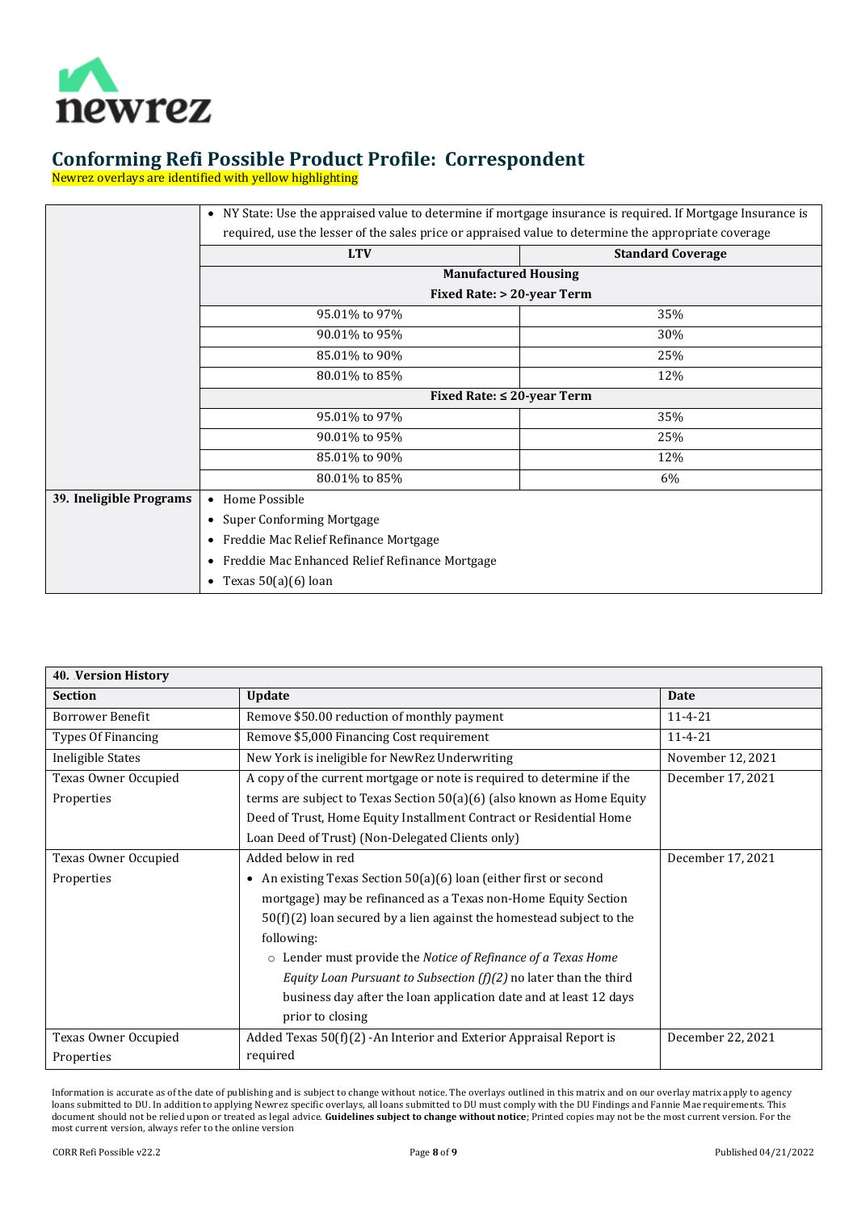# Conforming Refi Possible Product Profile: Correspondent

Newrez overlays are identified with yellow highlighting

| | |
|---|---|
| | • NY State: Use the appraised value to determine if mortgage insurance is required. If Mortgage Insurance is required, use the lesser of the sales price or appraised value to determine the appropriate coverage |

| LTV | Standard Coverage |
|---|---|
| **Manufactured Housing** | |
| **Fixed Rate: > 20-year Term** | |
| 95.01% to 97% | 35% |
| 90.01% to 95% | 30% |
| 85.01% to 90% | 25% |
| 80.01% to 85% | 12% |
| **Fixed Rate: ≤ 20-year Term** | |
| 95.01% to 97% | 35% |
| 90.01% to 95% | 25% |
| 85.01% to 90% | 12% |
| 80.01% to 85% | 6% |

| | |
|---|---|
| **39. Ineligible Programs** | • Home Possible<br>• Super Conforming Mortgage<br>• Freddie Mac Relief Refinance Mortgage<br>• Freddie Mac Enhanced Relief Refinance Mortgage<br>• Texas 50(a)(6) loan |

| **40. Version History** | | |
|---|---|---|
| **Section** | **Update** | **Date** |
| Borrower Benefit | Remove $50.00 reduction of monthly payment | 11-4-21 |
| Types Of Financing | Remove $5,000 Financing Cost requirement | 11-4-21 |
| Ineligible States | New York is ineligible for NewRez Underwriting | November 12, 2021 |
| Texas Owner Occupied Properties | A copy of the current mortgage or note is required to determine if the terms are subject to Texas Section 50(a)(6) (also known as Home Equity Deed of Trust, Home Equity Installment Contract or Residential Home Loan Deed of Trust) (Non-Delegated Clients only) | December 17, 2021 |
| Texas Owner Occupied Properties | Added below in red<br>• An existing Texas Section 50(a)(6) loan (either first or second mortgage) may be refinanced as a Texas non-Home Equity Section 50(f)(2) loan secured by a lien against the homestead subject to the following:<br>&nbsp;&nbsp;○ Lender must provide the *Notice of Refinance of a Texas Home Equity Loan Pursuant to Subsection (f)(2)* no later than the third business day after the loan application date and at least 12 days prior to closing | December 17, 2021 |
| Texas Owner Occupied Properties | Added Texas 50(f)(2) -An Interior and Exterior Appraisal Report is required | December 22, 2021 |

Information is accurate as of the date of publishing and is subject to change without notice. The overlays outlined in this matrix and on our overlay matrix apply to agency loans submitted to DU. In addition to applying Newrez specific overlays, all loans submitted to DU must comply with the DU Findings and Fannie Mae requirements. This document should not be relied upon or treated as legal advice. **Guidelines subject to change without notice**; Printed copies may not be the most current version. For the most current version, always refer to the online version

CORR Refi Possible v22.2 Published 04/21/2022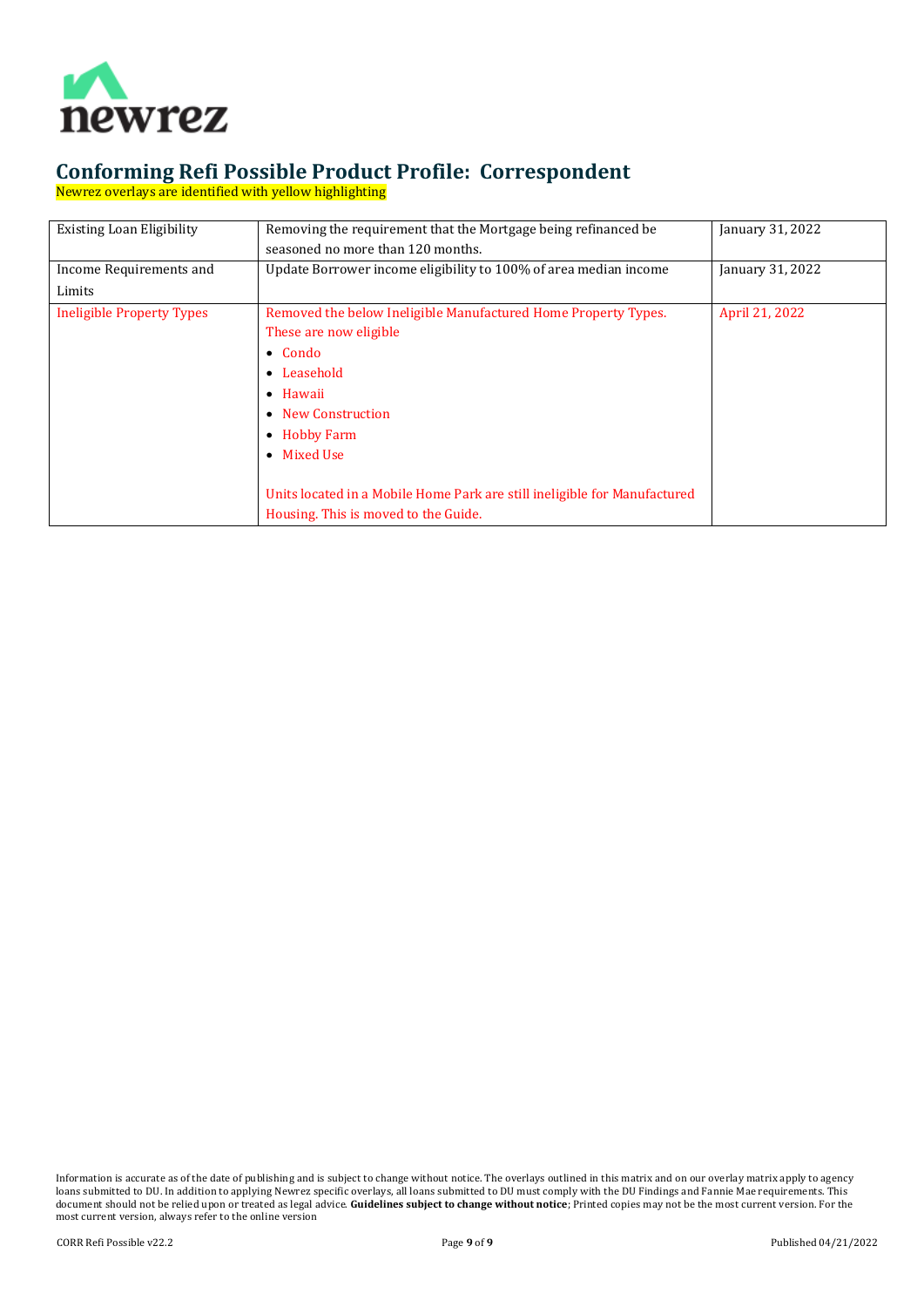# Conforming Refi Possible Product Profile: Correspondent

Newrez overlays are identified with yellow highlighting

| | | |
|---|---|---|
| Existing Loan Eligibility | Removing the requirement that the Mortgage being refinanced be seasoned no more than 120 months. | January 31, 2022 |
| Income Requirements and Limits | Update Borrower income eligibility to 100% of area median income | January 31, 2022 |
| Ineligible Property Types | Removed the below Ineligible Manufactured Home Property Types. These are now eligible<br>• Condo<br>• Leasehold<br>• Hawaii<br>• New Construction<br>• Hobby Farm<br>• Mixed Use<br><br>Units located in a Mobile Home Park are still ineligible for Manufactured Housing. This is moved to the Guide. | April 21, 2022 |

Information is accurate as of the date of publishing and is subject to change without notice. The overlays outlined in this matrix and on our overlay matrix apply to agency loans submitted to DU. In addition to applying Newrez specific overlays, all loans submitted to DU must comply with the DU Findings and Fannie Mae requirements. This document should not be relied upon or treated as legal advice. **Guidelines subject to change without notice**; Printed copies may not be the most current version. For the most current version, always refer to the online version

CORR Refi Possible v22.2

Published 04/21/2022